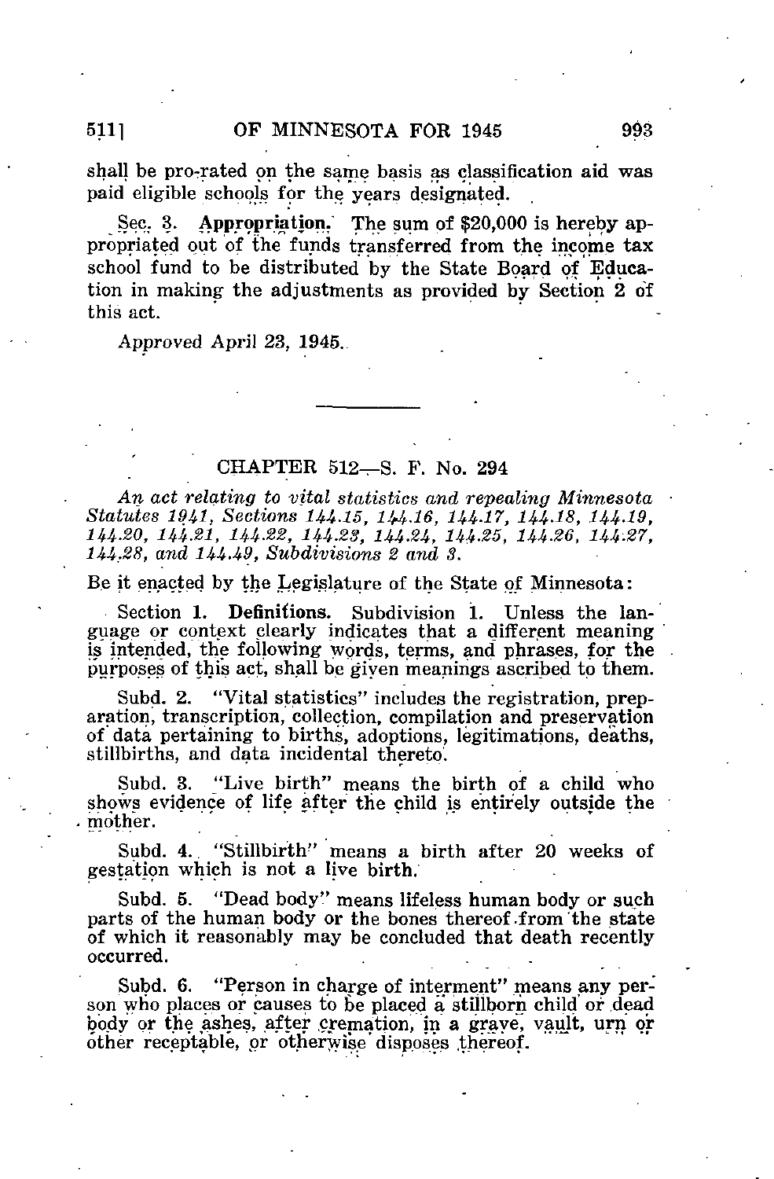shall be pro-rated on the same basis as classification aid was paid eligible schools for the years designated.

Sec. 3. **Appropriation.** The sum of $20,000 is hereby appropriated out of the funds transferred from the income tax school fund to be distributed by the State Board of Education in making the adjustments as provided by Section 2 of this act.

Approved April 23, 1945.

---

## CHAPTER 512—S. F. No. 294

*An act relating to vital statistics and repealing Minnesota Statutes 1941, Sections 144.15, 144.16, 144.17, 144.18, 144.19, 144.20, 144.21, 144.22, 144.23, 144.24, 144.25, 144.26, 144.27, 144.28, and 144.49, Subdivisions 2 and 3.*

Be it enacted by the Legislature of the State of Minnesota:

Section 1. **Definitions.** Subdivision 1. Unless the language or context clearly indicates that a different meaning is intended, the following words, terms, and phrases, for the purposes of this act, shall be given meanings ascribed to them.

Subd. 2. "Vital statistics" includes the registration, preparation, transcription, collection, compilation and preservation of data pertaining to births, adoptions, legitimations, deaths, stillbirths, and data incidental thereto.

Subd. 3. "Live birth" means the birth of a child who shows evidence of life after the child is entirely outside the mother.

Subd. 4. "Stillbirth" means a birth after 20 weeks of gestation which is not a live birth.

Subd. 5. "Dead body" means lifeless human body or such parts of the human body or the bones thereof from the state of which it reasonably may be concluded that death recently occurred.

Subd. 6. "Person in charge of interment" means any person who places or causes to be placed a stillborn child or dead body or the ashes, after cremation, in a grave, vault, urn or other receptable, or otherwise disposes thereof.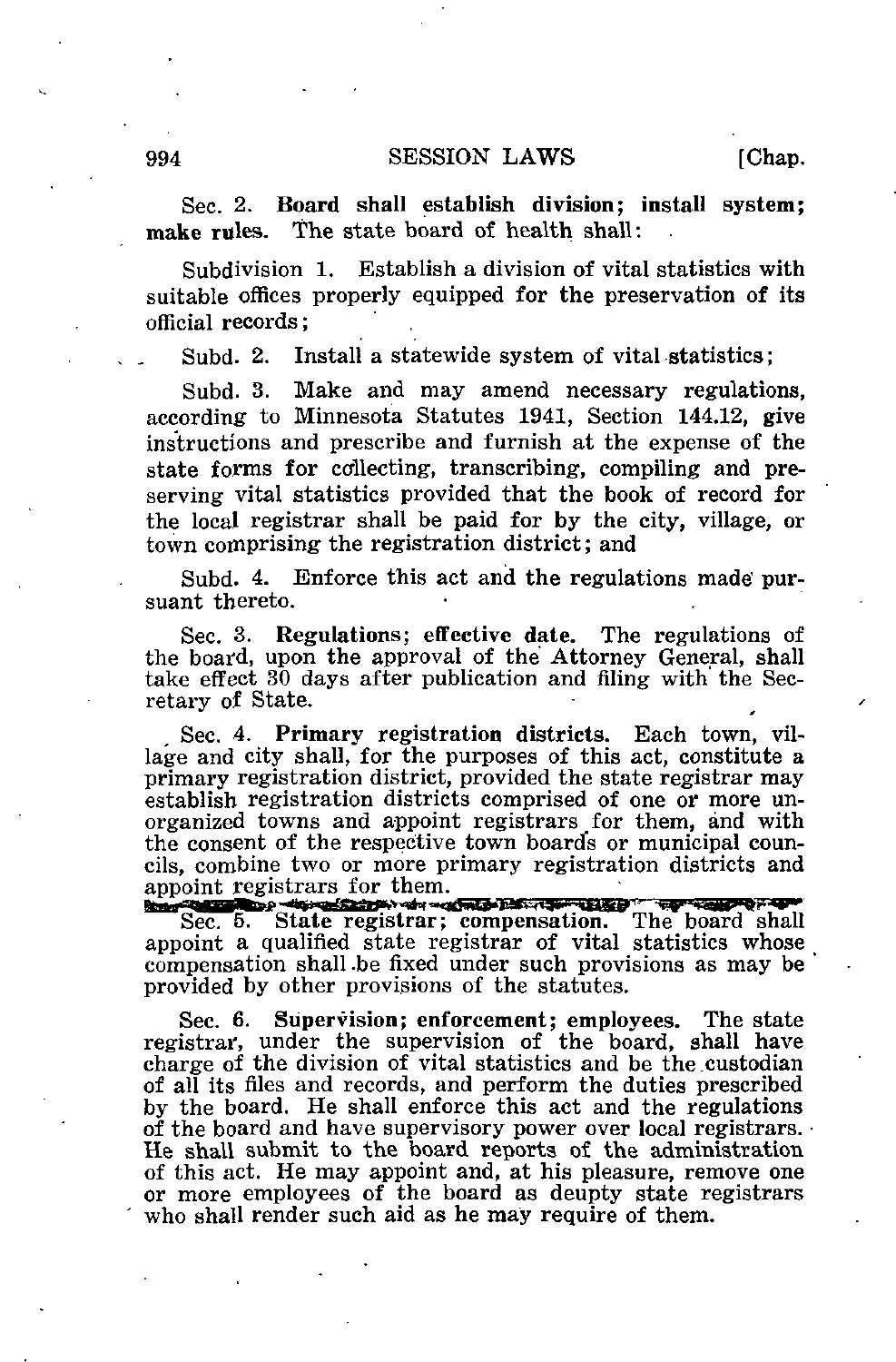Sec. 2. **Board shall establish division; install system; make rules.** The state board of health shall:

Subdivision 1. Establish a division of vital statistics with suitable offices properly equipped for the preservation of its official records;

Subd. 2. Install a statewide system of vital statistics;

Subd. 3. Make and may amend necessary regulations, according to Minnesota Statutes 1941, Section 144.12, give instructions and prescribe and furnish at the expense of the state forms for collecting, transcribing, compiling and preserving vital statistics provided that the book of record for the local registrar shall be paid for by the city, village, or town comprising the registration district; and

Subd. 4. Enforce this act and the regulations made pursuant thereto.

Sec. 3. **Regulations; effective date.** The regulations of the board, upon the approval of the Attorney General, shall take effect 30 days after publication and filing with the Secretary of State.

Sec. 4. **Primary registration districts.** Each town, village and city shall, for the purposes of this act, constitute a primary registration district, provided the state registrar may establish registration districts comprised of one or more unorganized towns and appoint registrars for them, and with the consent of the respective town boards or municipal councils, combine two or more primary registration districts and appoint registrars for them.

Sec. 5. **State registrar; compensation.** The board shall appoint a qualified state registrar of vital statistics whose compensation shall be fixed under such provisions as may be provided by other provisions of the statutes.

Sec. 6. **Supervision; enforcement; employees.** The state registrar, under the supervision of the board, shall have charge of the division of vital statistics and be the custodian of all its files and records, and perform the duties prescribed by the board. He shall enforce this act and the regulations of the board and have supervisory power over local registrars. He shall submit to the board reports of the administration of this act. He may appoint and, at his pleasure, remove one or more employees of the board as deupty state registrars who shall render such aid as he may require of them.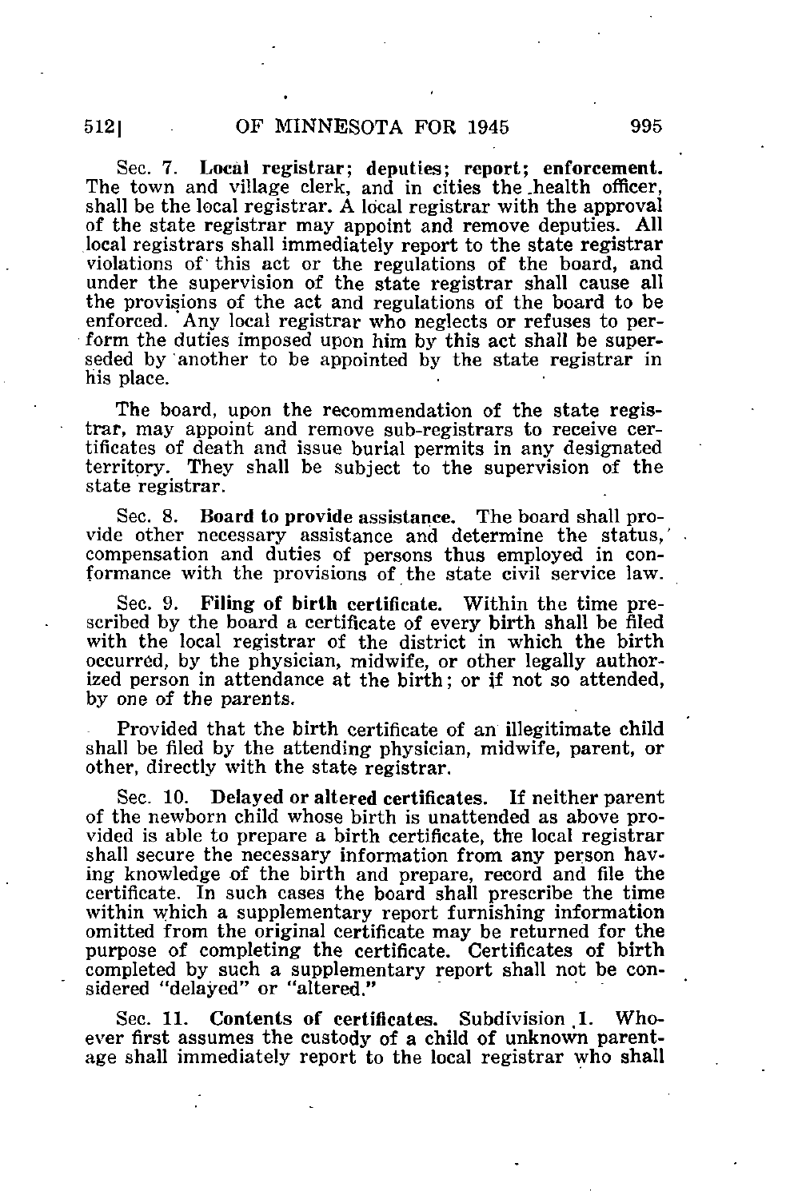Sec. 7. **Local registrar; deputies; report; enforcement.** The town and village clerk, and in cities the health officer, shall be the local registrar. A local registrar with the approval of the state registrar may appoint and remove deputies. All local registrars shall immediately report to the state registrar violations of this act or the regulations of the board, and under the supervision of the state registrar shall cause all the provisions of the act and regulations of the board to be enforced. Any local registrar who neglects or refuses to perform the duties imposed upon him by this act shall be superseded by another to be appointed by the state registrar in his place.

The board, upon the recommendation of the state registrar, may appoint and remove sub-registrars to receive certificates of death and issue burial permits in any designated territory. They shall be subject to the supervision of the state registrar.

Sec. 8. **Board to provide assistance.** The board shall provide other necessary assistance and determine the status, compensation and duties of persons thus employed in conformance with the provisions of the state civil service law.

Sec. 9. **Filing of birth certificate.** Within the time prescribed by the board a certificate of every birth shall be filed with the local registrar of the district in which the birth occurred, by the physician, midwife, or other legally authorized person in attendance at the birth; or if not so attended, by one of the parents.

Provided that the birth certificate of an illegitimate child shall be filed by the attending physician, midwife, parent, or other, directly with the state registrar.

Sec. 10. **Delayed or altered certificates.** If neither parent of the newborn child whose birth is unattended as above provided is able to prepare a birth certificate, the local registrar shall secure the necessary information from any person having knowledge of the birth and prepare, record and file the certificate. In such cases the board shall prescribe the time within which a supplementary report furnishing information omitted from the original certificate may be returned for the purpose of completing the certificate. Certificates of birth completed by such a supplementary report shall not be considered "delayed" or "altered."

Sec. 11. **Contents of certificates.** Subdivision 1. Whoever first assumes the custody of a child of unknown parentage shall immediately report to the local registrar who shall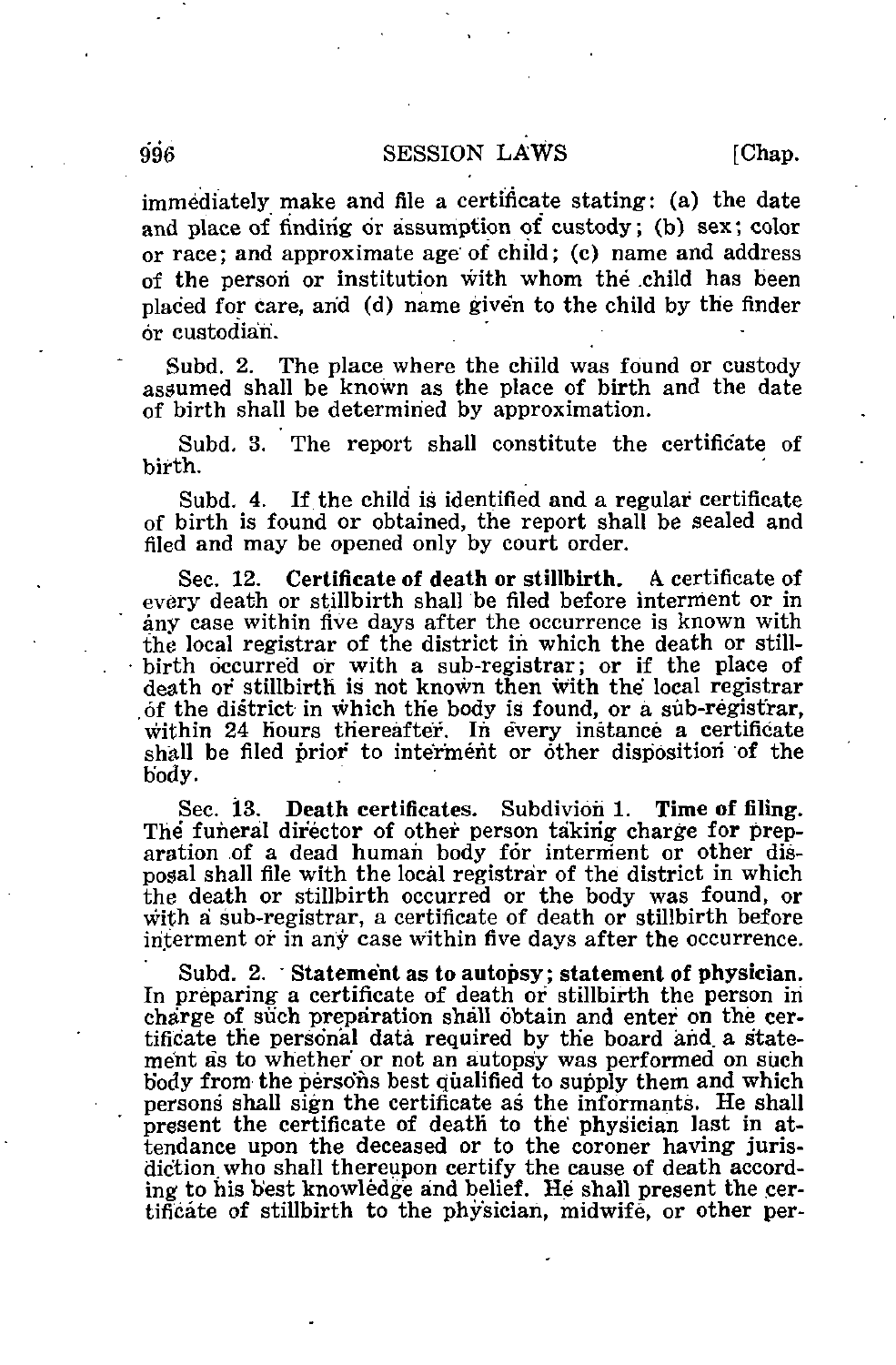immediately make and file a certificate stating: (a) the date and place of finding or assumption of custody; (b) sex; color or race; and approximate age of child; (c) name and address of the person or institution with whom the child has been placed for care, and (d) name given to the child by the finder or custodian.

Subd. 2. The place where the child was found or custody assumed shall be known as the place of birth and the date of birth shall be determined by approximation.

Subd. 3. The report shall constitute the certificate of birth.

Subd. 4. If the child is identified and a regular certificate of birth is found or obtained, the report shall be sealed and filed and may be opened only by court order.

Sec. 12. **Certificate of death or stillbirth.** A certificate of every death or stillbirth shall be filed before interment or in any case within five days after the occurrence is known with the local registrar of the district in which the death or stillbirth occurred or with a sub-registrar; or if the place of death or stillbirth is not known then with the local registrar of the district in which the body is found, or a sub-registrar, within 24 hours thereafter. In every instance a certificate shall be filed prior to interment or other disposition of the body.

Sec. 13. **Death certificates.** Subdivion 1. **Time of filing.** The funeral director of other person taking charge for preparation of a dead human body for interment or other disposal shall file with the local registrar of the district in which the death or stillbirth occurred or the body was found, or with a sub-registrar, a certificate of death or stillbirth before interment or in any case within five days after the occurrence.

Subd. 2. **Statement as to autopsy; statement of physician.** In preparing a certificate of death or stillbirth the person in charge of such preparation shall obtain and enter on the certificate the personal data required by the board and a statement as to whether or not an autopsy was performed on such body from the persons best qualified to supply them and which persons shall sign the certificate as the informants. He shall present the certificate of death to the physician last in attendance upon the deceased or to the coroner having jurisdiction who shall thereupon certify the cause of death according to his best knowledge and belief. He shall present the certificate of stillbirth to the physician, midwife, or other per-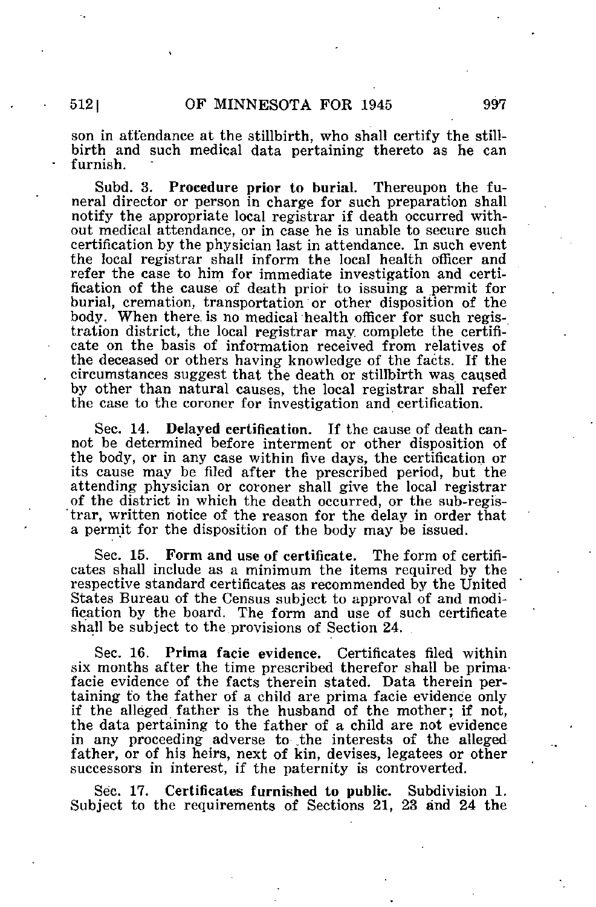son in attendance at the stillbirth, who shall certify the stillbirth and such medical data pertaining thereto as he can furnish.

Subd. 3. **Procedure prior to burial.** Thereupon the funeral director or person in charge for such preparation shall notify the appropriate local registrar if death occurred without medical attendance, or in case he is unable to secure such certification by the physician last in attendance. In such event the local registrar shall inform the local health officer and refer the case to him for immediate investigation and certification of the cause of death prior to issuing a permit for burial, cremation, transportation or other disposition of the body. When there is no medical health officer for such registration district, the local registrar may complete the certificate on the basis of information received from relatives of the deceased or others having knowledge of the facts. If the circumstances suggest that the death or stillbirth was caused by other than natural causes, the local registrar shall refer the case to the coroner for investigation and certification.

Sec. 14. **Delayed certification.** If the cause of death cannot be determined before interment or other disposition of the body, or in any case within five days, the certification or its cause may be filed after the prescribed period, but the attending physician or coroner shall give the local registrar of the district in which the death occurred, or the sub-registrar, written notice of the reason for the delay in order that a permit for the disposition of the body may be issued.

Sec. 15. **Form and use of certificate.** The form of certificates shall include as a minimum the items required by the respective standard certificates as recommended by the United States Bureau of the Census subject to approval of and modification by the board. The form and use of such certificate shall be subject to the provisions of Section 24.

Sec. 16. **Prima facie evidence.** Certificates filed within six months after the time prescribed therefor shall be prima facie evidence of the facts therein stated. Data therein pertaining to the father of a child are prima facie evidence only if the alleged father is the husband of the mother; if not, the data pertaining to the father of a child are not evidence in any proceeding adverse to the interests of the alleged father, or of his heirs, next of kin, devises, legatees or other successors in interest, if the paternity is controverted.

Sec. 17. **Certificates furnished to public.** Subdivision 1. Subject to the requirements of Sections 21, 23 and 24 the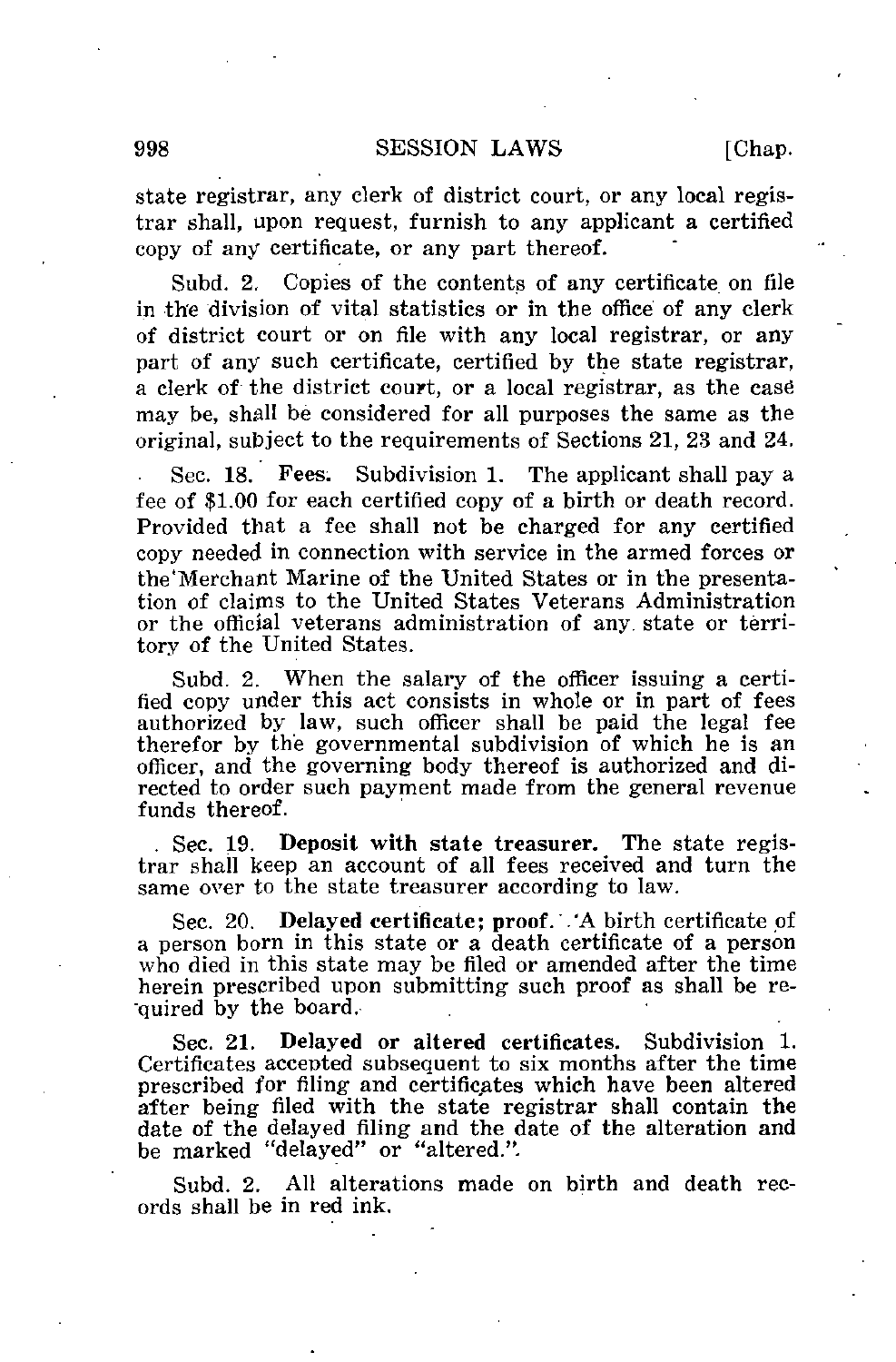state registrar, any clerk of district court, or any local registrar shall, upon request, furnish to any applicant a certified copy of any certificate, or any part thereof.

Subd. 2. Copies of the contents of any certificate on file in the division of vital statistics or in the office of any clerk of district court or on file with any local registrar, or any part of any such certificate, certified by the state registrar, a clerk of the district court, or a local registrar, as the case may be, shall be considered for all purposes the same as the original, subject to the requirements of Sections 21, 23 and 24.

Sec. 18. **Fees.** Subdivision 1. The applicant shall pay a fee of $1.00 for each certified copy of a birth or death record. Provided that a fee shall not be charged for any certified copy needed in connection with service in the armed forces or the Merchant Marine of the United States or in the presentation of claims to the United States Veterans Administration or the official veterans administration of any state or territory of the United States.

Subd. 2. When the salary of the officer issuing a certified copy under this act consists in whole or in part of fees authorized by law, such officer shall be paid the legal fee therefor by the governmental subdivision of which he is an officer, and the governing body thereof is authorized and directed to order such payment made from the general revenue funds thereof.

Sec. 19. **Deposit with state treasurer.** The state registrar shall keep an account of all fees received and turn the same over to the state treasurer according to law.

Sec. 20. **Delayed certificate; proof.** A birth certificate of a person born in this state or a death certificate of a person who died in this state may be filed or amended after the time herein prescribed upon submitting such proof as shall be required by the board.

Sec. 21. **Delayed or altered certificates.** Subdivision 1. Certificates accepted subsequent to six months after the time prescribed for filing and certificates which have been altered after being filed with the state registrar shall contain the date of the delayed filing and the date of the alteration and be marked "delayed" or "altered."

Subd. 2. All alterations made on birth and death records shall be in red ink.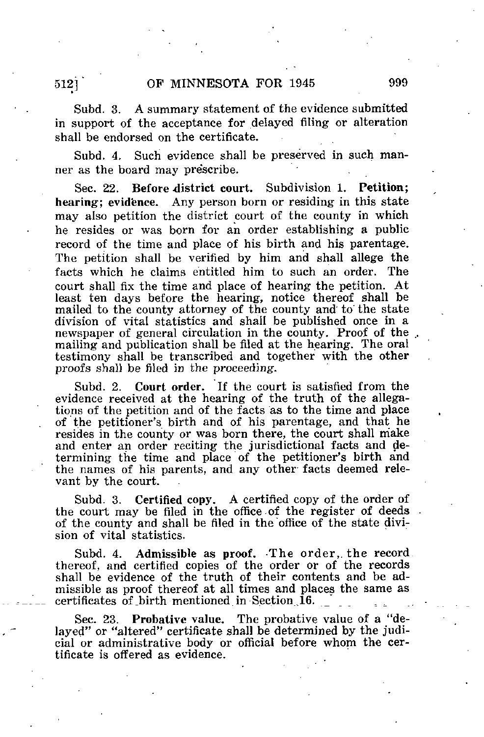Subd. 3. A summary statement of the evidence submitted in support of the acceptance for delayed filing or alteration shall be endorsed on the certificate.

Subd. 4. Such evidence shall be preserved in such manner as the board may prescribe.

Sec. 22. **Before district court.** Subdivision 1. **Petition; hearing; evidence.** Any person born or residing in this state may also petition the district court of the county in which he resides or was born for an order establishing a public record of the time and place of his birth and his parentage. The petition shall be verified by him and shall allege the facts which he claims entitled him to such an order. The court shall fix the time and place of hearing the petition. At least ten days before the hearing, notice thereof shall be mailed to the county attorney of the county and to the state division of vital statistics and shall be published once in a newspaper of general circulation in the county. Proof of the mailing and publication shall be filed at the hearing. The oral testimony shall be transcribed and together with the other proofs shall be filed in the proceeding.

Subd. 2. **Court order.** If the court is satisfied from the evidence received at the hearing of the truth of the allegations of the petition and of the facts as to the time and place of the petitioner's birth and of his parentage, and that he resides in the county or was born there, the court shall make and enter an order reciting the jurisdictional facts and determining the time and place of the petitioner's birth and the names of his parents, and any other facts deemed relevant by the court.

Subd. 3. **Certified copy.** A certified copy of the order of the court may be filed in the office of the register of deeds of the county and shall be filed in the office of the state division of vital statistics.

Subd. 4. **Admissible as proof.** The order, the record thereof, and certified copies of the order or of the records shall be evidence of the truth of their contents and be admissible as proof thereof at all times and places the same as certificates of birth mentioned in Section 16.

Sec. 23. **Probative value.** The probative value of a "delayed" or "altered" certificate shall be determined by the judicial or administrative body or official before whom the certificate is offered as evidence.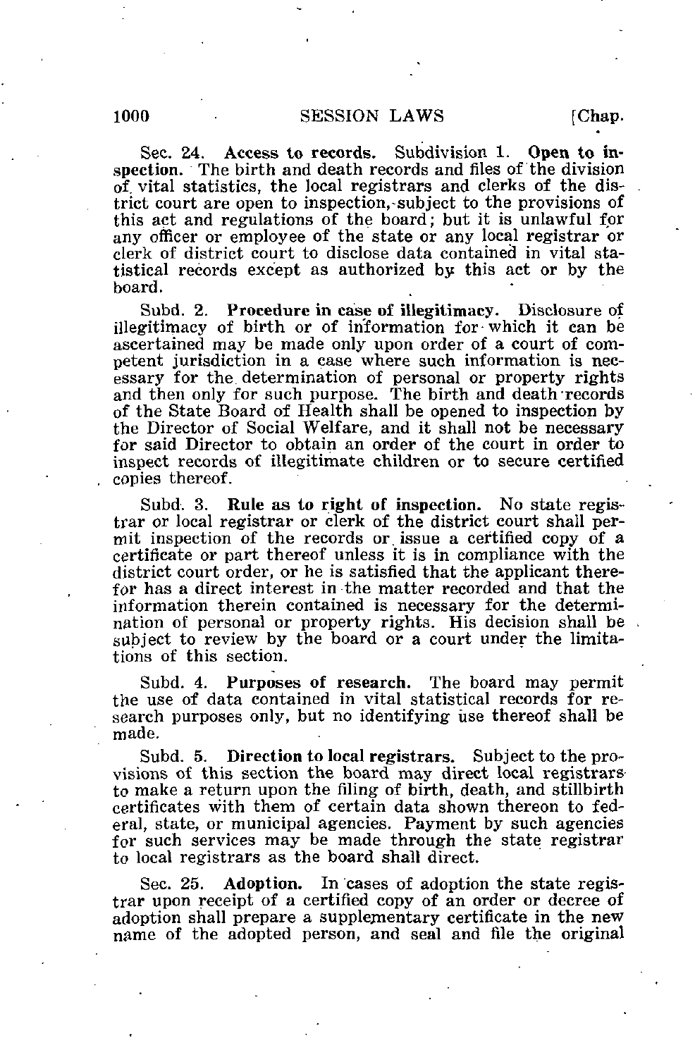Sec. 24. **Access to records.** Subdivision 1. **Open to inspection.** The birth and death records and files of the division of vital statistics, the local registrars and clerks of the district court are open to inspection, subject to the provisions of this act and regulations of the board; but it is unlawful for any officer or employee of the state or any local registrar or clerk of district court to disclose data contained in vital statistical records except as authorized by this act or by the board.

Subd. 2. **Procedure in case of illegitimacy.** Disclosure of illegitimacy of birth or of information for which it can be ascertained may be made only upon order of a court of competent jurisdiction in a case where such information is necessary for the determination of personal or property rights and then only for such purpose. The birth and death records of the State Board of Health shall be opened to inspection by the Director of Social Welfare, and it shall not be necessary for said Director to obtain an order of the court in order to inspect records of illegitimate children or to secure certified copies thereof.

Subd. 3. **Rule as to right of inspection.** No state registrar or local registrar or clerk of the district court shall permit inspection of the records or issue a certified copy of a certificate or part thereof unless it is in compliance with the district court order, or he is satisfied that the applicant therefor has a direct interest in the matter recorded and that the information therein contained is necessary for the determination of personal or property rights. His decision shall be subject to review by the board or a court under the limitations of this section.

Subd. 4. **Purposes of research.** The board may permit the use of data contained in vital statistical records for research purposes only, but no identifying use thereof shall be made.

Subd. 5. **Direction to local registrars.** Subject to the provisions of this section the board may direct local registrars to make a return upon the filing of birth, death, and stillbirth certificates with them of certain data shown thereon to federal, state, or municipal agencies. Payment by such agencies for such services may be made through the state registrar to local registrars as the board shall direct.

Sec. 25. **Adoption.** In cases of adoption the state registrar upon receipt of a certified copy of an order or decree of adoption shall prepare a supplementary certificate in the new name of the adopted person, and seal and file the original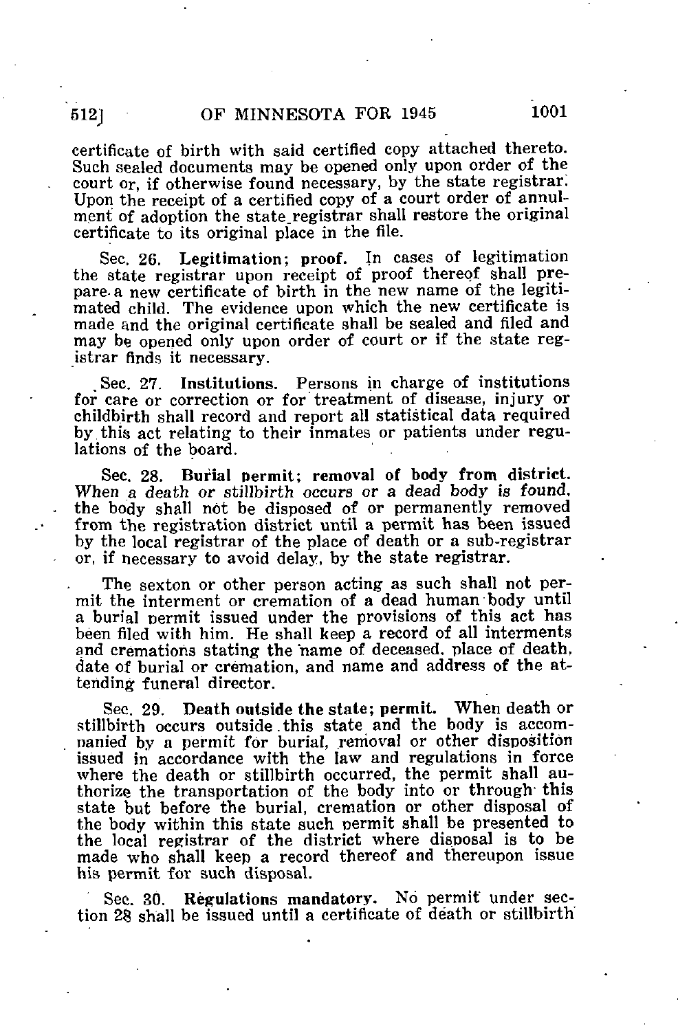certificate of birth with said certified copy attached thereto. Such sealed documents may be opened only upon order of the court or, if otherwise found necessary, by the state registrar. Upon the receipt of a certified copy of a court order of annulment of adoption the state registrar shall restore the original certificate to its original place in the file.

Sec. 26. **Legitimation; proof.** In cases of legitimation the state registrar upon receipt of proof thereof shall prepare a new certificate of birth in the new name of the legitimated child. The evidence upon which the new certificate is made and the original certificate shall be sealed and filed and may be opened only upon order of court or if the state registrar finds it necessary.

Sec. 27. **Institutions.** Persons in charge of institutions for care or correction or for treatment of disease, injury or childbirth shall record and report all statistical data required by this act relating to their inmates or patients under regulations of the board.

Sec. 28. **Burial permit; removal of body from district.** When a death or stillbirth occurs or a dead body is found, the body shall not be disposed of or permanently removed from the registration district until a permit has been issued by the local registrar of the place of death or a sub-registrar or, if necessary to avoid delay, by the state registrar.

The sexton or other person acting as such shall not permit the interment or cremation of a dead human body until a burial permit issued under the provisions of this act has been filed with him. He shall keep a record of all interments and cremations stating the name of deceased, place of death, date of burial or cremation, and name and address of the attending funeral director.

Sec. 29. **Death outside the state; permit.** When death or stillbirth occurs outside this state and the body is accompanied by a permit for burial, removal or other disposition issued in accordance with the law and regulations in force where the death or stillbirth occurred, the permit shall authorize the transportation of the body into or through this state but before the burial, cremation or other disposal of the body within this state such permit shall be presented to the local registrar of the district where disposal is to be made who shall keep a record thereof and thereupon issue his permit for such disposal.

Sec. 30. **Regulations mandatory.** No permit under section 28 shall be issued until a certificate of death or stillbirth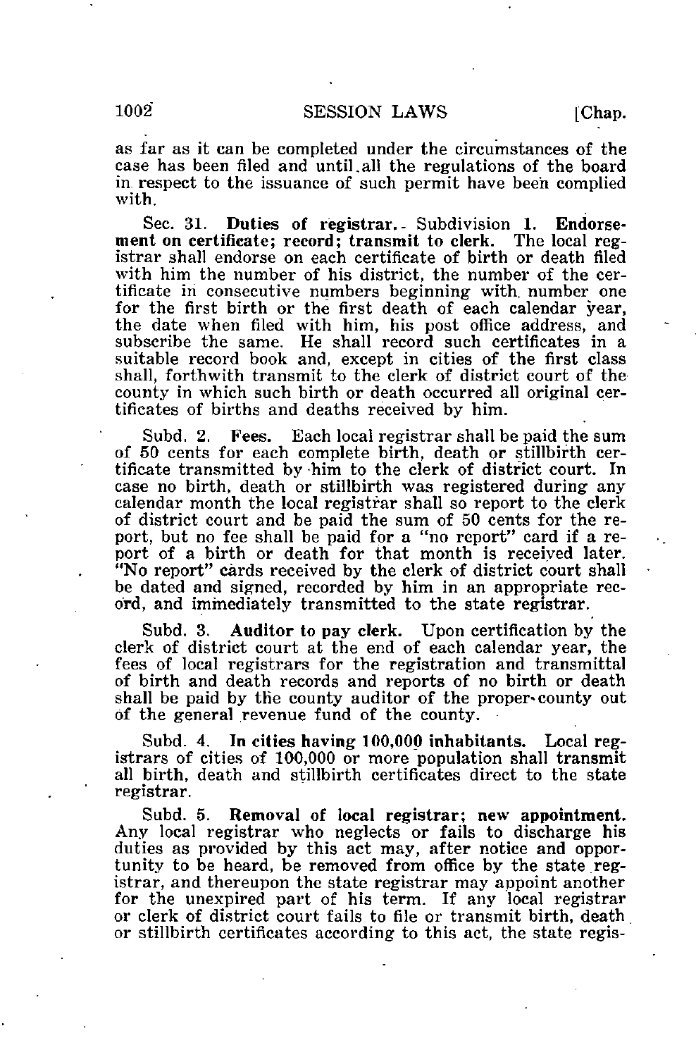as far as it can be completed under the circumstances of the case has been filed and until all the regulations of the board in respect to the issuance of such permit have been complied with.

Sec. 31. **Duties of registrar.** Subdivision 1. **Endorsement on certificate; record; transmit to clerk.** The local registrar shall endorse on each certificate of birth or death filed with him the number of his district, the number of the certificate in consecutive numbers beginning with number one for the first birth or the first death of each calendar year, the date when filed with him, his post office address, and subscribe the same. He shall record such certificates in a suitable record book and, except in cities of the first class shall, forthwith transmit to the clerk of district court of the county in which such birth or death occurred all original certificates of births and deaths received by him.

Subd. 2. **Fees.** Each local registrar shall be paid the sum of 50 cents for each complete birth, death or stillbirth certificate transmitted by him to the clerk of district court. In case no birth, death or stillbirth was registered during any calendar month the local registrar shall so report to the clerk of district court and be paid the sum of 50 cents for the report, but no fee shall be paid for a "no report" card if a report of a birth or death for that month is received later. "No report" cards received by the clerk of district court shall be dated and signed, recorded by him in an appropriate record, and immediately transmitted to the state registrar.

Subd. 3. **Auditor to pay clerk.** Upon certification by the clerk of district court at the end of each calendar year, the fees of local registrars for the registration and transmittal of birth and death records and reports of no birth or death shall be paid by the county auditor of the proper county out of the general revenue fund of the county.

Subd. 4. **In cities having 100,000 inhabitants.** Local registrars of cities of 100,000 or more population shall transmit all birth, death and stillbirth certificates direct to the state registrar.

Subd. 5. **Removal of local registrar; new appointment.** Any local registrar who neglects or fails to discharge his duties as provided by this act may, after notice and opportunity to be heard, be removed from office by the state registrar, and thereupon the state registrar may appoint another for the unexpired part of his term. If any local registrar or clerk of district court fails to file or transmit birth, death or stillbirth certificates according to this act, the state regis-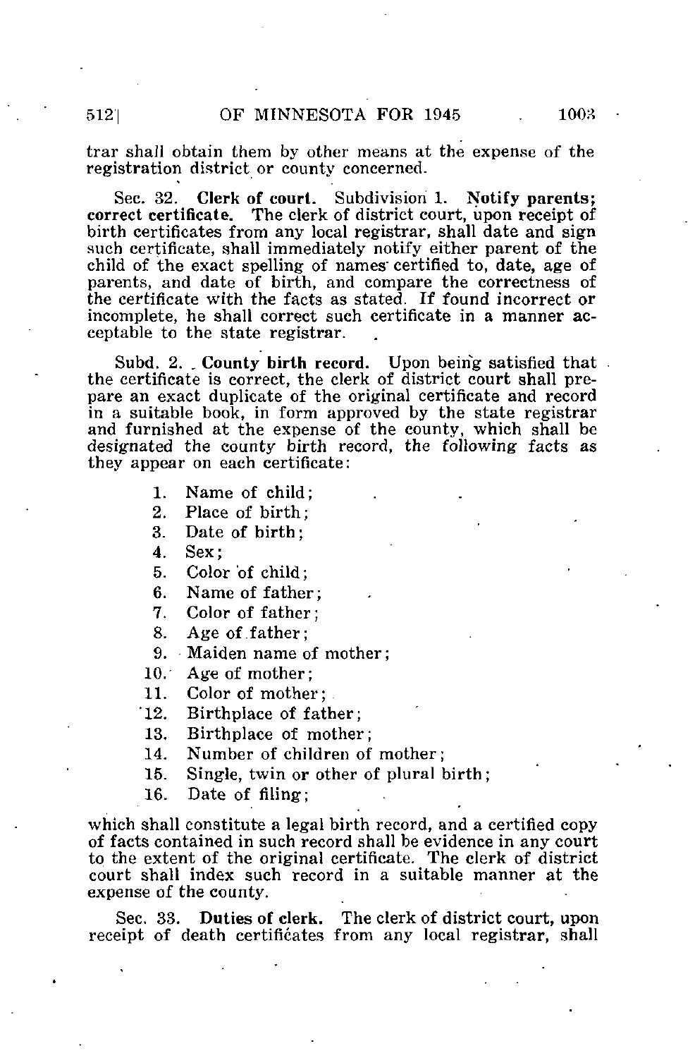trar shall obtain them by other means at the expense of the registration district or county concerned.

Sec. 32. **Clerk of court.** Subdivision 1. **Notify parents; correct certificate.** The clerk of district court, upon receipt of birth certificates from any local registrar, shall date and sign such certificate, shall immediately notify either parent of the child of the exact spelling of names certified to, date, age of parents, and date of birth, and compare the correctness of the certificate with the facts as stated. If found incorrect or incomplete, he shall correct such certificate in a manner acceptable to the state registrar.

Subd. 2. **County birth record.** Upon being satisfied that the certificate is correct, the clerk of district court shall prepare an exact duplicate of the original certificate and record in a suitable book, in form approved by the state registrar and furnished at the expense of the county, which shall be designated the county birth record, the following facts as they appear on each certificate:

1. Name of child;
2. Place of birth;
3. Date of birth;
4. Sex;
5. Color of child;
6. Name of father;
7. Color of father;
8. Age of father;
9. Maiden name of mother;
10. Age of mother;
11. Color of mother;
12. Birthplace of father;
13. Birthplace of mother;
14. Number of children of mother;
15. Single, twin or other of plural birth;
16. Date of filing;

which shall constitute a legal birth record, and a certified copy of facts contained in such record shall be evidence in any court to the extent of the original certificate. The clerk of district court shall index such record in a suitable manner at the expense of the county.

Sec. 33. **Duties of clerk.** The clerk of district court, upon receipt of death certificates from any local registrar, shall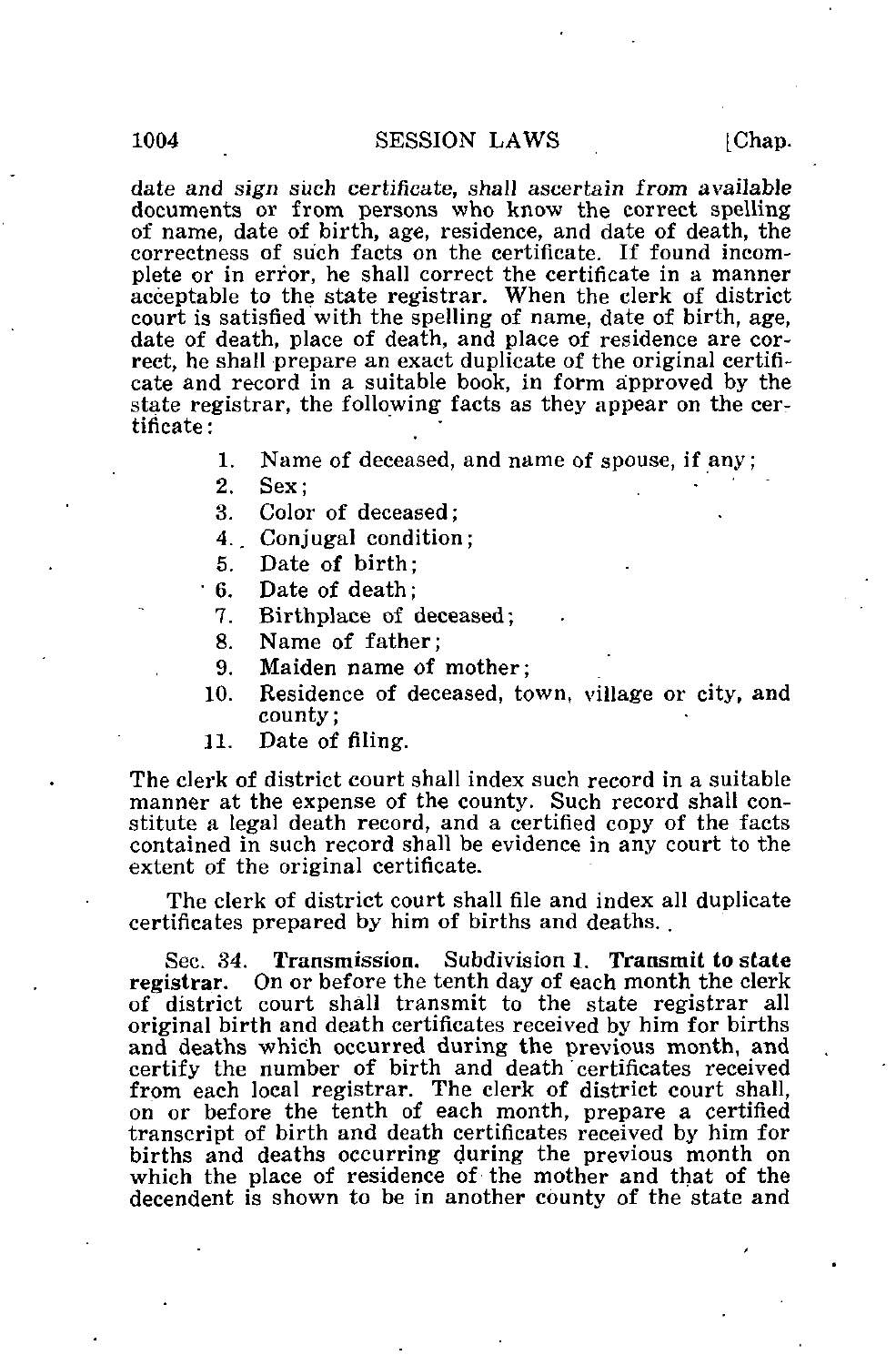*date and sign such certificate, shall ascertain from available* documents or from persons who know the correct spelling of name, date of birth, age, residence, and date of death, the correctness of such facts on the certificate. If found incomplete or in error, he shall correct the certificate in a manner acceptable to the state registrar. When the clerk of district court is satisfied with the spelling of name, date of birth, age, date of death, place of death, and place of residence are correct, he shall prepare an exact duplicate of the original certificate and record in a suitable book, in form approved by the state registrar, the following facts as they appear on the certificate:

1. Name of deceased, and name of spouse, if any;
2. Sex;
3. Color of deceased;
4. Conjugal condition;
5. Date of birth;
6. Date of death;
7. Birthplace of deceased;
8. Name of father;
9. Maiden name of mother;
10. Residence of deceased, town, village or city, and county;
11. Date of filing.

The clerk of district court shall index such record in a suitable manner at the expense of the county. Such record shall constitute a legal death record, and a certified copy of the facts contained in such record shall be evidence in any court to the extent of the original certificate.

The clerk of district court shall file and index all duplicate certificates prepared by him of births and deaths.

Sec. 34. **Transmission.** Subdivision 1. **Transmit to state registrar.** On or before the tenth day of each month the clerk of district court shall transmit to the state registrar all original birth and death certificates received by him for births and deaths which occurred during the previous month, and certify the number of birth and death certificates received from each local registrar. The clerk of district court shall, on or before the tenth of each month, prepare a certified transcript of birth and death certificates received by him for births and deaths occurring during the previous month on which the place of residence of the mother and that of the decendent is shown to be in another county of the state and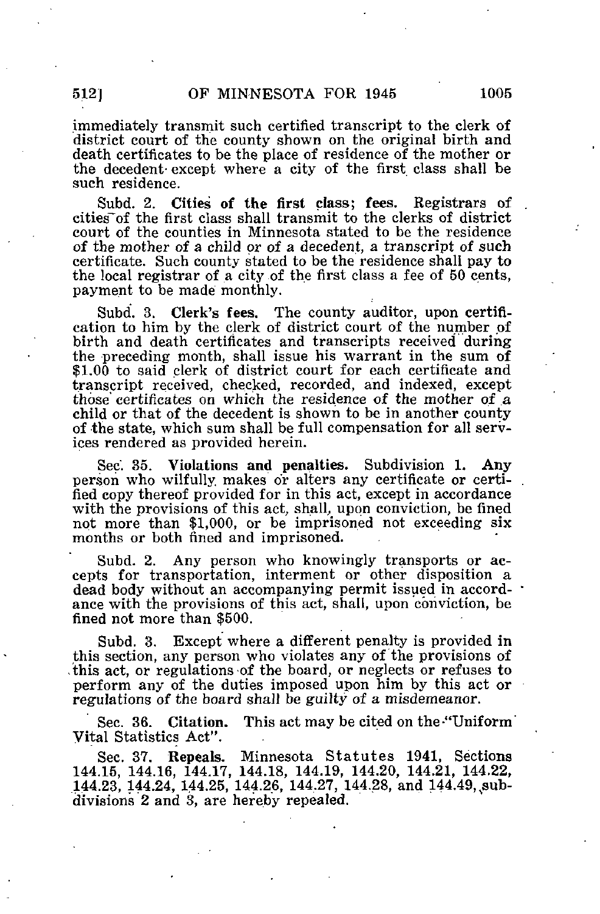immediately transmit such certified transcript to the clerk of district court of the county shown on the original birth and death certificates to be the place of residence of the mother or the decedent except where a city of the first class shall be such residence.

Subd. 2. **Cities of the first class; fees.** Registrars of cities of the first class shall transmit to the clerks of district court of the counties in Minnesota stated to be the residence of the mother of a child or of a decedent, a transcript of such certificate. Such county stated to be the residence shall pay to the local registrar of a city of the first class a fee of 50 cents, payment to be made monthly.

Subd. 3. **Clerk's fees.** The county auditor, upon certification to him by the clerk of district court of the number of birth and death certificates and transcripts received during the preceding month, shall issue his warrant in the sum of $1.00 to said clerk of district court for each certificate and transcript received, checked, recorded, and indexed, except those certificates on which the residence of the mother of a child or that of the decedent is shown to be in another county of the state, which sum shall be full compensation for all services rendered as provided herein.

Sec. 35. **Violations and penalties.** Subdivision 1. Any person who wilfully makes or alters any certificate or certified copy thereof provided for in this act, except in accordance with the provisions of this act, shall, upon conviction, be fined not more than $1,000, or be imprisoned not exceeding six months or both fined and imprisoned.

Subd. 2. Any person who knowingly transports or accepts for transportation, interment or other disposition a dead body without an accompanying permit issued in accordance with the provisions of this act, shall, upon conviction, be fined not more than $500.

Subd. 3. Except where a different penalty is provided in this section, any person who violates any of the provisions of this act, or regulations of the board, or neglects or refuses to perform any of the duties imposed upon him by this act or regulations of the board shall be guilty of a misdemeanor.

Sec. 36. **Citation.** This act may be cited on the "Uniform Vital Statistics Act".

Sec. 37. **Repeals.** Minnesota Statutes 1941, Sections 144.15, 144.16, 144.17, 144.18, 144.19, 144.20, 144.21, 144.22, 144.23, 144.24, 144.25, 144.26, 144.27, 144.28, and 144.49, subdivisions 2 and 3, are hereby repealed.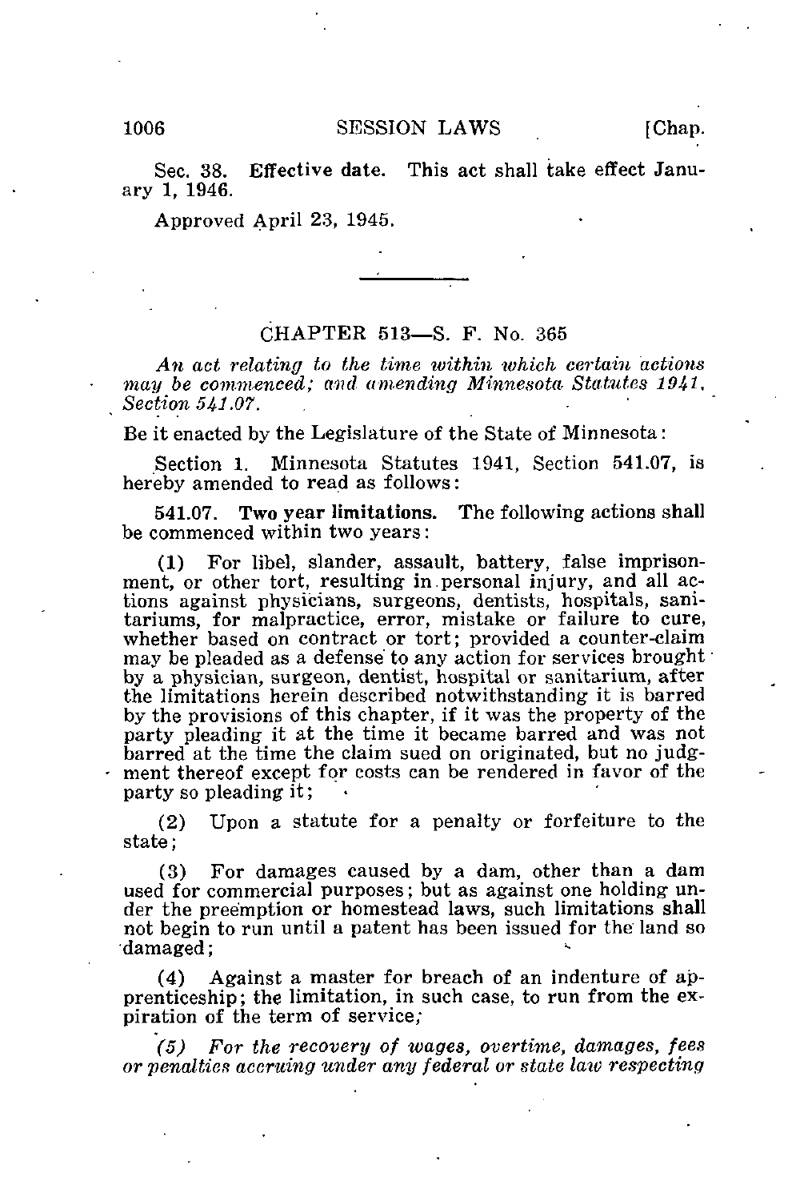Sec. 38. **Effective date.** This act shall take effect January 1, 1946.

Approved April 23, 1945.

---

## CHAPTER 513—S. F. No. 365

*An act relating to the time within which certain actions may be commenced; and amending Minnesota Statutes 1941, Section 541.07.*

Be it enacted by the Legislature of the State of Minnesota:

Section 1. Minnesota Statutes 1941, Section 541.07, is hereby amended to read as follows:

541.07. **Two year limitations.** The following actions shall be commenced within two years:

(1) For libel, slander, assault, battery, false imprisonment, or other tort, resulting in personal injury, and all actions against physicians, surgeons, dentists, hospitals, sanitariums, for malpractice, error, mistake or failure to cure, whether based on contract or tort; provided a counter-claim may be pleaded as a defense to any action for services brought by a physician, surgeon, dentist, hospital or sanitarium, after the limitations herein described notwithstanding it is barred by the provisions of this chapter, if it was the property of the party pleading it at the time it became barred and was not barred at the time the claim sued on originated, but no judgment thereof except for costs can be rendered in favor of the party so pleading it;

(2) Upon a statute for a penalty or forfeiture to the state;

(3) For damages caused by a dam, other than a dam used for commercial purposes; but as against one holding under the preemption or homestead laws, such limitations shall not begin to run until a patent has been issued for the land so damaged;

(4) Against a master for breach of an indenture of apprenticeship; the limitation, in such case, to run from the expiration of the term of service;

*(5) For the recovery of wages, overtime, damages, fees or penalties accruing under any federal or state law respecting*